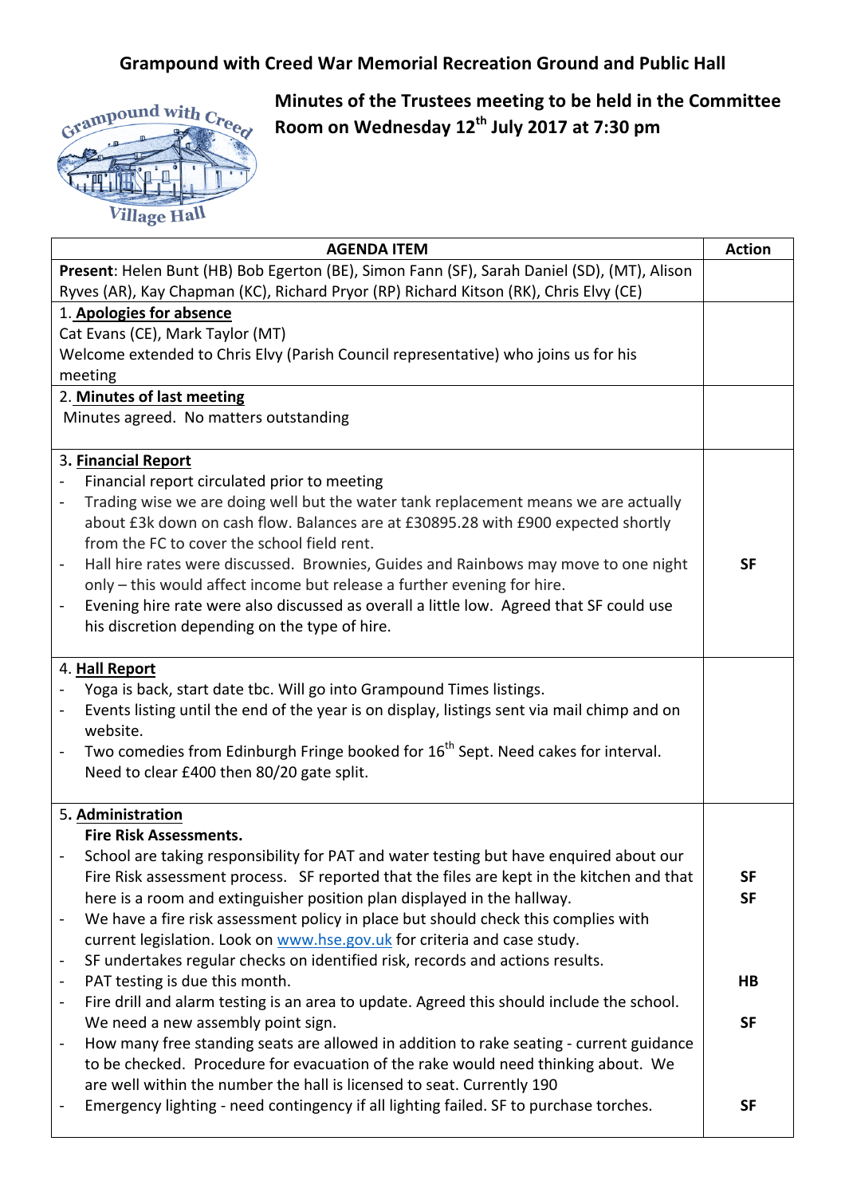# Grampound with Creed War Memorial Recreation Ground and Public Hall

## Minutes of the Trustees meeting to be held in the Committee Room on Wednesday 12th July 2017 at 7:30 pm

| AGENDA ITEM | Action |
|---|---|
| **Present**: Helen Bunt (HB) Bob Egerton (BE), Simon Fann (SF), Sarah Daniel (SD), (MT), Alison Ryves (AR), Kay Chapman (KC), Richard Pryor (RP) Richard Kitson (RK), Chris Elvy (CE) | |
| 1. **Apologies for absence**<br>Cat Evans (CE), Mark Taylor (MT)<br>Welcome extended to Chris Elvy (Parish Council representative) who joins us for his meeting | |
| 2. **Minutes of last meeting**<br>Minutes agreed. No matters outstanding | |
| 3. **Financial Report**<br>- Financial report circulated prior to meeting<br>- Trading wise we are doing well but the water tank replacement means we are actually about £3k down on cash flow. Balances are at £30895.28 with £900 expected shortly from the FC to cover the school field rent.<br>- Hall hire rates were discussed. Brownies, Guides and Rainbows may move to one night only – this would affect income but release a further evening for hire.<br>- Evening hire rate were also discussed as overall a little low. Agreed that SF could use his discretion depending on the type of hire. | **SF** |
| 4. **Hall Report**<br>- Yoga is back, start date tbc. Will go into Grampound Times listings.<br>- Events listing until the end of the year is on display, listings sent via mail chimp and on website.<br>- Two comedies from Edinburgh Fringe booked for 16th Sept. Need cakes for interval. Need to clear £400 then 80/20 gate split. | |
| 5. **Administration**<br>**Fire Risk Assessments.**<br>- School are taking responsibility for PAT and water testing but have enquired about our Fire Risk assessment process. SF reported that the files are kept in the kitchen and that here is a room and extinguisher position plan displayed in the hallway.<br>- We have a fire risk assessment policy in place but should check this complies with current legislation. Look on www.hse.gov.uk for criteria and case study.<br>- SF undertakes regular checks on identified risk, records and actions results.<br>- PAT testing is due this month.<br>- Fire drill and alarm testing is an area to update. Agreed this should include the school. We need a new assembly point sign.<br>- How many free standing seats are allowed in addition to rake seating - current guidance to be checked. Procedure for evacuation of the rake would need thinking about. We are well within the number the hall is licensed to seat. Currently 190<br>- Emergency lighting - need contingency if all lighting failed. SF to purchase torches. | **SF**<br>**SF**<br>**HB**<br>**SF**<br>**SF** |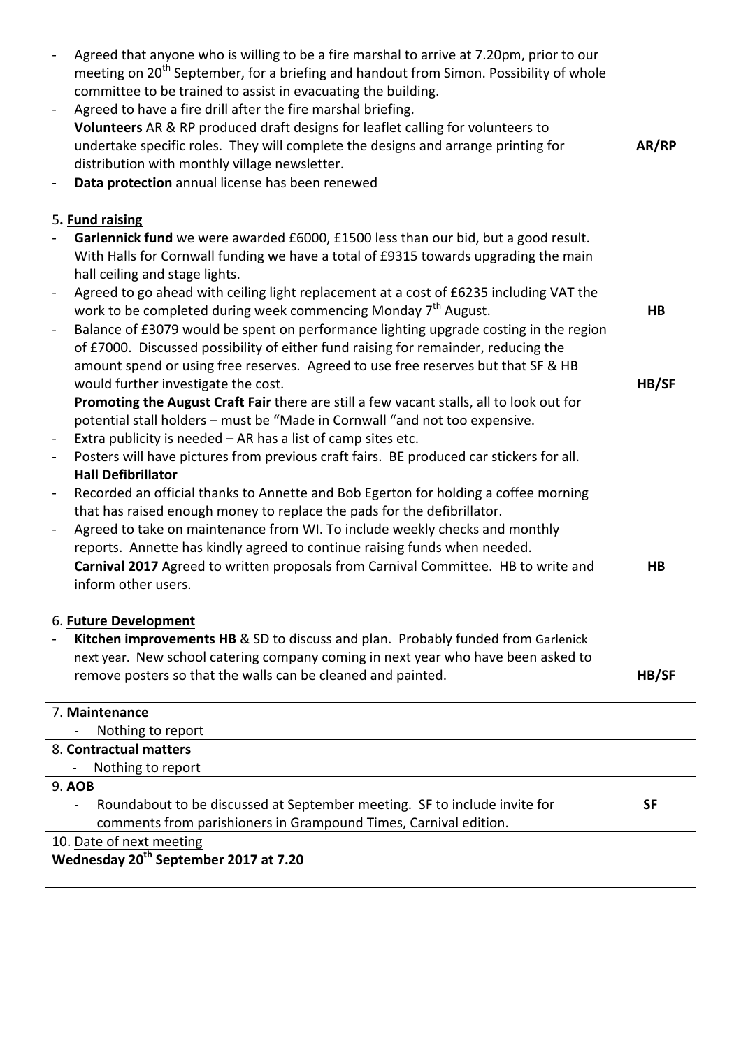| | |
|---|---|
| - Agreed that anyone who is willing to be a fire marshal to arrive at 7.20pm, prior to our meeting on 20th September, for a briefing and handout from Simon. Possibility of whole committee to be trained to assist in evacuating the building.<br>- Agreed to have a fire drill after the fire marshal briefing.<br>**Volunteers** AR & RP produced draft designs for leaflet calling for volunteers to undertake specific roles. They will complete the designs and arrange printing for distribution with monthly village newsletter.<br>- **Data protection** annual license has been renewed | **AR/RP** |
| 5. **<u>Fund raising</u>**<br>- **Garlennick fund** we were awarded £6000, £1500 less than our bid, but a good result. With Halls for Cornwall funding we have a total of £9315 towards upgrading the main hall ceiling and stage lights.<br>- Agreed to go ahead with ceiling light replacement at a cost of £6235 including VAT the work to be completed during week commencing Monday 7th August.<br>- Balance of £3079 would be spent on performance lighting upgrade costing in the region of £7000. Discussed possibility of either fund raising for remainder, reducing the amount spend or using free reserves. Agreed to use free reserves but that SF & HB would further investigate the cost.<br>**Promoting the August Craft Fair** there are still a few vacant stalls, all to look out for potential stall holders – must be "Made in Cornwall "and not too expensive.<br>- Extra publicity is needed – AR has a list of camp sites etc.<br>- Posters will have pictures from previous craft fairs. BE produced car stickers for all.<br>**Hall Defibrillator**<br>- Recorded an official thanks to Annette and Bob Egerton for holding a coffee morning that has raised enough money to replace the pads for the defibrillator.<br>- Agreed to take on maintenance from WI. To include weekly checks and monthly reports. Annette has kindly agreed to continue raising funds when needed.<br>**Carnival 2017** Agreed to written proposals from Carnival Committee. HB to write and inform other users. | **HB**<br><br>**HB/SF**<br><br>**HB** |
| 6. **<u>Future Development</u>**<br>- **Kitchen improvements HB** & SD to discuss and plan. Probably funded from Garlenick next year. New school catering company coming in next year who have been asked to remove posters so that the walls can be cleaned and painted. | **HB/SF** |
| 7. **<u>Maintenance</u>**<br>- Nothing to report | |
| 8. **<u>Contractual matters</u>**<br>- Nothing to report | |
| 9. **<u>AOB</u>**<br>- Roundabout to be discussed at September meeting. SF to include invite for comments from parishioners in Grampound Times, Carnival edition. | **SF** |
| 10. <u>Date of next meeting</u><br>**Wednesday 20th September 2017 at 7.20** | |